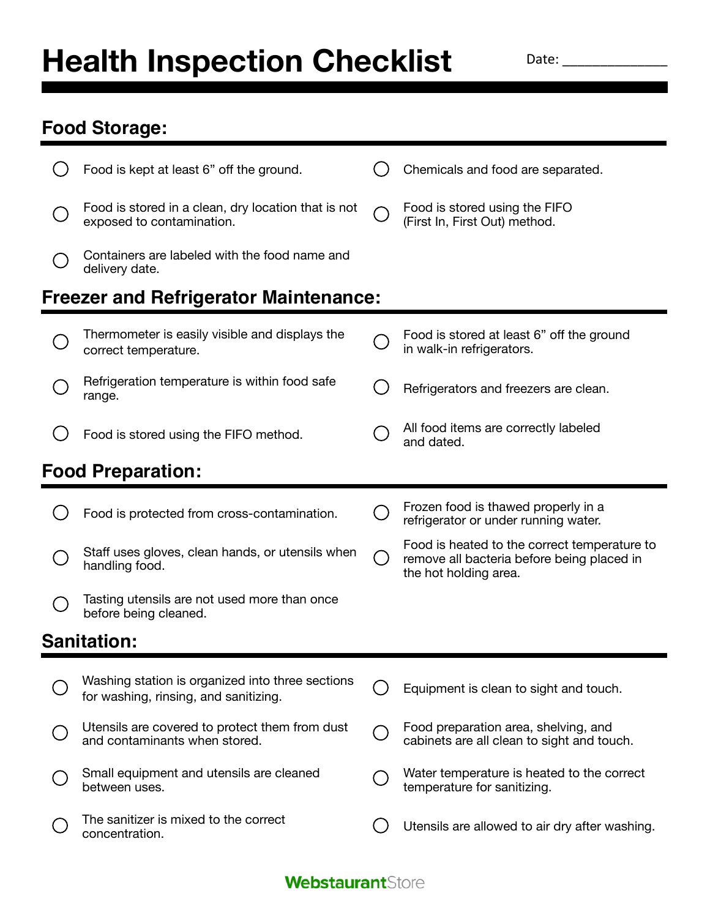# Health Inspection Checklist

Date: _______________

## Food Storage:

- ○ Food is kept at least 6" off the ground.
- ○ Food is stored in a clean, dry location that is not exposed to contamination.
- ○ Containers are labeled with the food name and delivery date.
- ○ Chemicals and food are separated.
- ○ Food is stored using the FIFO (First In, First Out) method.

## Freezer and Refrigerator Maintenance:

- ○ Thermometer is easily visible and displays the correct temperature.
- ○ Refrigeration temperature is within food safe range.
- ○ Food is stored using the FIFO method.
- ○ Food is stored at least 6" off the ground in walk-in refrigerators.
- ○ Refrigerators and freezers are clean.
- ○ All food items are correctly labeled and dated.

## Food Preparation:

- ○ Food is protected from cross-contamination.
- ○ Staff uses gloves, clean hands, or utensils when handling food.
- ○ Tasting utensils are not used more than once before being cleaned.
- ○ Frozen food is thawed properly in a refrigerator or under running water.
- ○ Food is heated to the correct temperature to remove all bacteria before being placed in the hot holding area.

## Sanitation:

- ○ Washing station is organized into three sections for washing, rinsing, and sanitizing.
- ○ Utensils are covered to protect them from dust and contaminants when stored.
- ○ Small equipment and utensils are cleaned between uses.
- ○ The sanitizer is mixed to the correct concentration.
- ○ Equipment is clean to sight and touch.
- ○ Food preparation area, shelving, and cabinets are all clean to sight and touch.
- ○ Water temperature is heated to the correct temperature for sanitizing.
- ○ Utensils are allowed to air dry after washing.

WebstaurantStore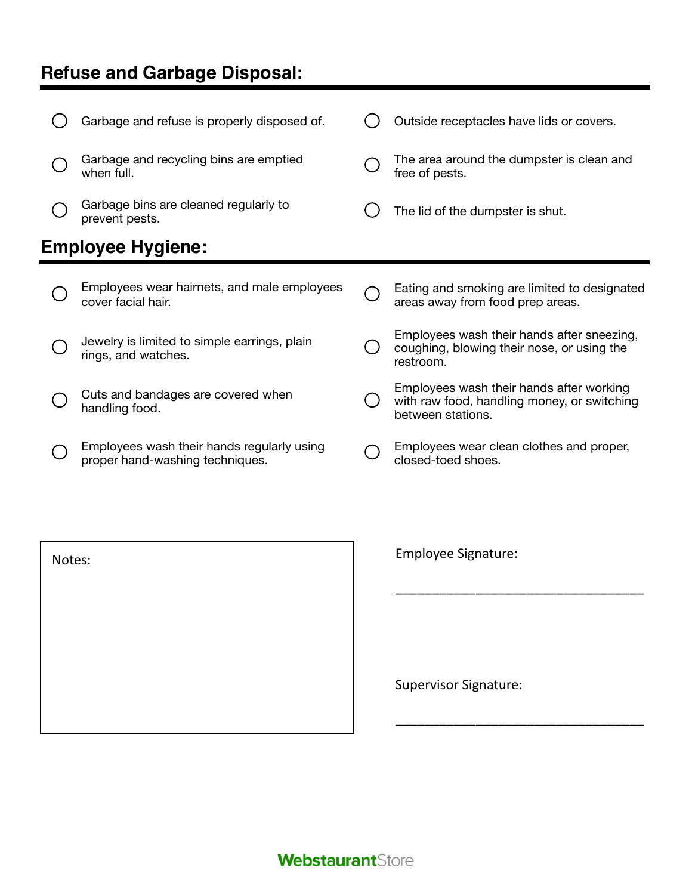## Refuse and Garbage Disposal:

- ○ Garbage and refuse is properly disposed of.
- ○ Garbage and recycling bins are emptied when full.
- ○ Garbage bins are cleaned regularly to prevent pests.
- ○ Outside receptacles have lids or covers.
- ○ The area around the dumpster is clean and free of pests.
- ○ The lid of the dumpster is shut.

## Employee Hygiene:

- ○ Employees wear hairnets, and male employees cover facial hair.
- ○ Jewelry is limited to simple earrings, plain rings, and watches.
- ○ Cuts and bandages are covered when handling food.
- ○ Employees wash their hands regularly using proper hand-washing techniques.
- ○ Eating and smoking are limited to designated areas away from food prep areas.
- ○ Employees wash their hands after sneezing, coughing, blowing their nose, or using the restroom.
- ○ Employees wash their hands after working with raw food, handling money, or switching between stations.
- ○ Employees wear clean clothes and proper, closed-toed shoes.

Notes:

Employee Signature:

___________________________________

Supervisor Signature:

___________________________________

WebstaurantStore